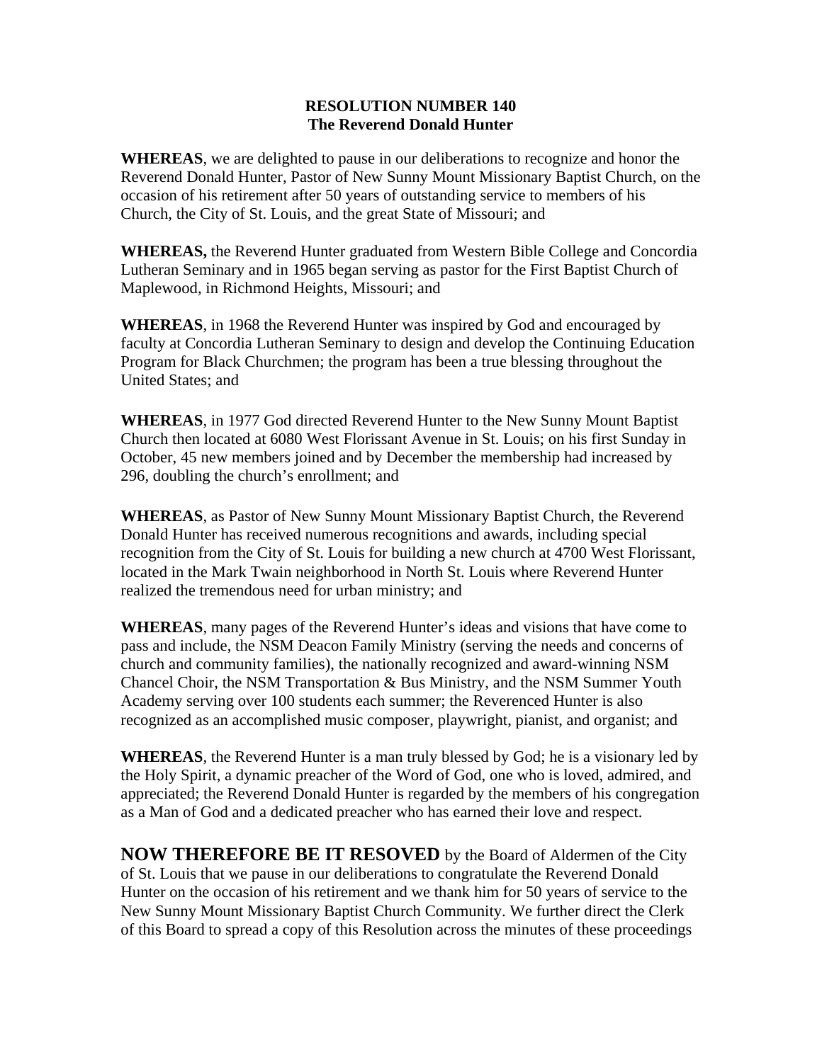**RESOLUTION NUMBER 140**
**The Reverend Donald Hunter**

**WHEREAS**, we are delighted to pause in our deliberations to recognize and honor the Reverend Donald Hunter, Pastor of New Sunny Mount Missionary Baptist Church, on the occasion of his retirement after 50 years of outstanding service to members of his Church, the City of St. Louis, and the great State of Missouri; and

**WHEREAS,** the Reverend Hunter graduated from Western Bible College and Concordia Lutheran Seminary and in 1965 began serving as pastor for the First Baptist Church of Maplewood, in Richmond Heights, Missouri; and

**WHEREAS**, in 1968 the Reverend Hunter was inspired by God and encouraged by faculty at Concordia Lutheran Seminary to design and develop the Continuing Education Program for Black Churchmen; the program has been a true blessing throughout the United States; and

**WHEREAS**, in 1977 God directed Reverend Hunter to the New Sunny Mount Baptist Church then located at 6080 West Florissant Avenue in St. Louis; on his first Sunday in October, 45 new members joined and by December the membership had increased by 296, doubling the church's enrollment; and

**WHEREAS**, as Pastor of New Sunny Mount Missionary Baptist Church, the Reverend Donald Hunter has received numerous recognitions and awards, including special recognition from the City of St. Louis for building a new church at 4700 West Florissant, located in the Mark Twain neighborhood in North St. Louis where Reverend Hunter realized the tremendous need for urban ministry; and

**WHEREAS**, many pages of the Reverend Hunter's ideas and visions that have come to pass and include, the NSM Deacon Family Ministry (serving the needs and concerns of church and community families), the nationally recognized and award-winning NSM Chancel Choir, the NSM Transportation & Bus Ministry, and the NSM Summer Youth Academy serving over 100 students each summer; the Reverenced Hunter is also recognized as an accomplished music composer, playwright, pianist, and organist; and

**WHEREAS**, the Reverend Hunter is a man truly blessed by God; he is a visionary led by the Holy Spirit, a dynamic preacher of the Word of God, one who is loved, admired, and appreciated; the Reverend Donald Hunter is regarded by the members of his congregation as a Man of God and a dedicated preacher who has earned their love and respect.

**NOW THEREFORE BE IT RESOVED** by the Board of Aldermen of the City of St. Louis that we pause in our deliberations to congratulate the Reverend Donald Hunter on the occasion of his retirement and we thank him for 50 years of service to the New Sunny Mount Missionary Baptist Church Community. We further direct the Clerk of this Board to spread a copy of this Resolution across the minutes of these proceedings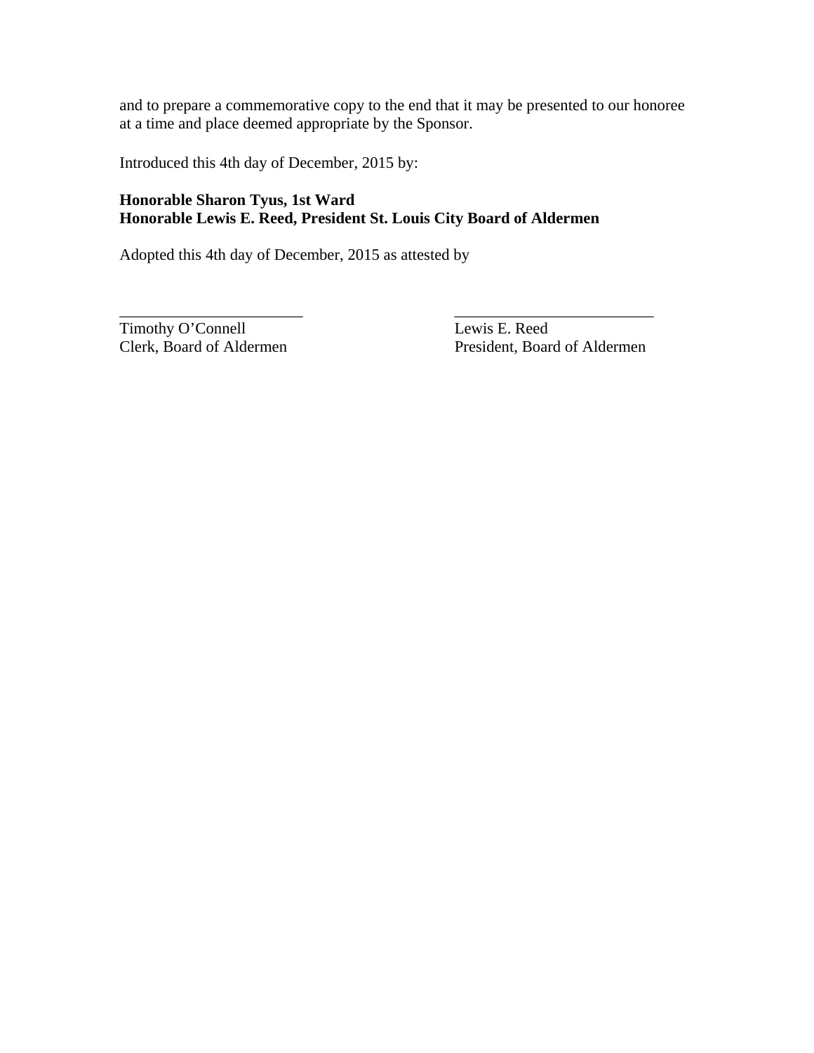and to prepare a commemorative copy to the end that it may be presented to our honoree at a time and place deemed appropriate by the Sponsor.

Introduced this 4th day of December, 2015 by:

**Honorable Sharon Tyus, 1st Ward**
**Honorable Lewis E. Reed, President St. Louis City Board of Aldermen**

Adopted this 4th day of December, 2015 as attested by

| | |
|---|---|
| _______________________ | _________________________ |
| Timothy O'Connell | Lewis E. Reed |
| Clerk, Board of Aldermen | President, Board of Aldermen |